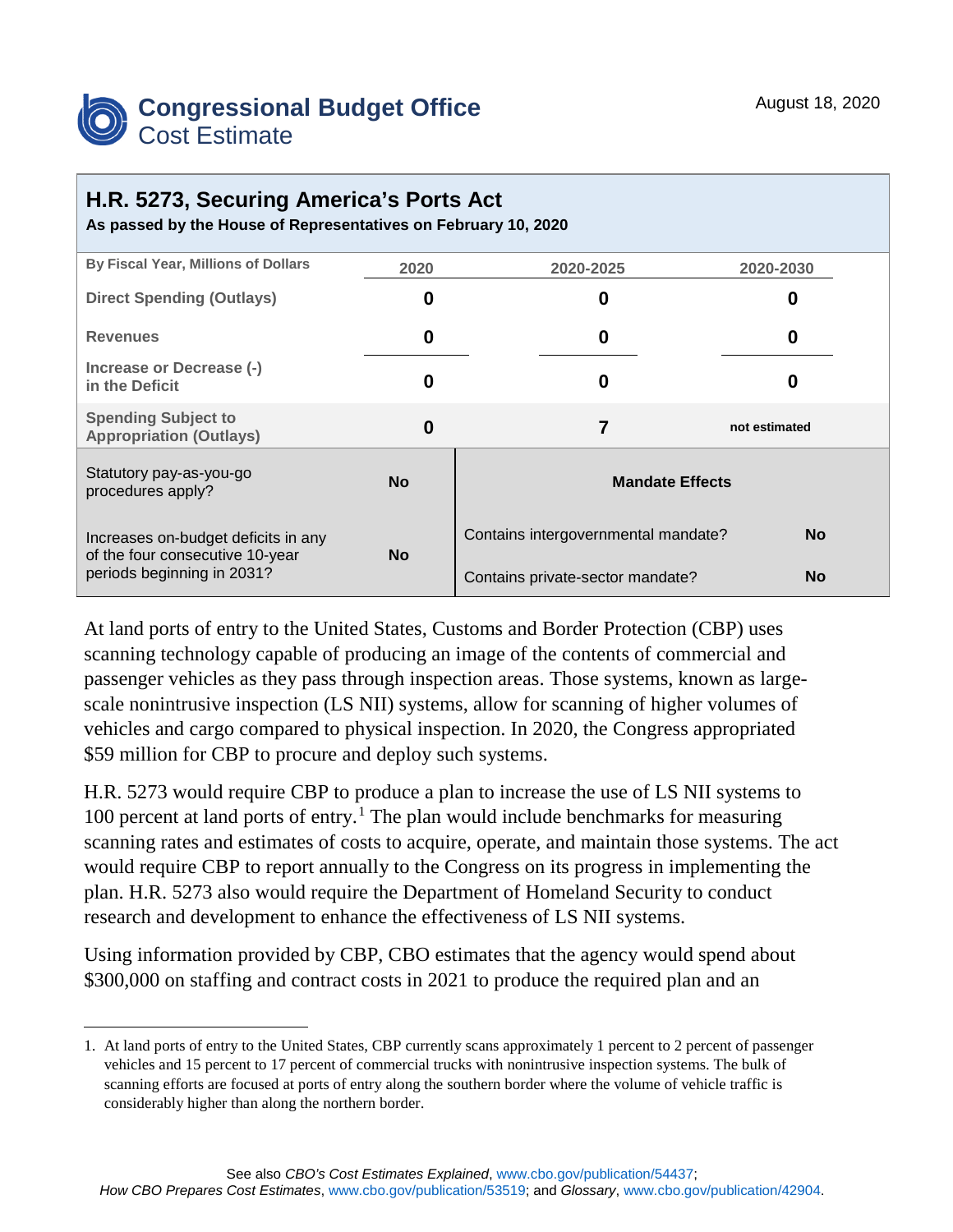# Congressional Budget Office
## Cost Estimate

August 18, 2020

## H.R. 5273, Securing America's Ports Act

**As passed by the House of Representatives on February 10, 2020**

| By Fiscal Year, Millions of Dollars | 2020 | 2020-2025 | 2020-2030 |
|---|---|---|---|
| Direct Spending (Outlays) | 0 | 0 | 0 |
| Revenues | 0 | 0 | 0 |
| Increase or Decrease (-) in the Deficit | 0 | 0 | 0 |
| Spending Subject to Appropriation (Outlays) | 0 | 7 | not estimated |

| | | | |
|---|---|---|---|
| Statutory pay-as-you-go procedures apply? | No | **Mandate Effects** | |
| Increases on-budget deficits in any of the four consecutive 10-year periods beginning in 2031? | No | Contains intergovernmental mandate? | No |
| | | Contains private-sector mandate? | No |

At land ports of entry to the United States, Customs and Border Protection (CBP) uses scanning technology capable of producing an image of the contents of commercial and passenger vehicles as they pass through inspection areas. Those systems, known as large-scale nonintrusive inspection (LS NII) systems, allow for scanning of higher volumes of vehicles and cargo compared to physical inspection. In 2020, the Congress appropriated $59 million for CBP to procure and deploy such systems.

H.R. 5273 would require CBP to produce a plan to increase the use of LS NII systems to 100 percent at land ports of entry.[1] The plan would include benchmarks for measuring scanning rates and estimates of costs to acquire, operate, and maintain those systems. The act would require CBP to report annually to the Congress on its progress in implementing the plan. H.R. 5273 also would require the Department of Homeland Security to conduct research and development to enhance the effectiveness of LS NII systems.

Using information provided by CBP, CBO estimates that the agency would spend about $300,000 on staffing and contract costs in 2021 to produce the required plan and an

1. At land ports of entry to the United States, CBP currently scans approximately 1 percent to 2 percent of passenger vehicles and 15 percent to 17 percent of commercial trucks with nonintrusive inspection systems. The bulk of scanning efforts are focused at ports of entry along the southern border where the volume of vehicle traffic is considerably higher than along the northern border.

See also *CBO's Cost Estimates Explained*, www.cbo.gov/publication/54437; *How CBO Prepares Cost Estimates*, www.cbo.gov/publication/53519; and *Glossary*, www.cbo.gov/publication/42904.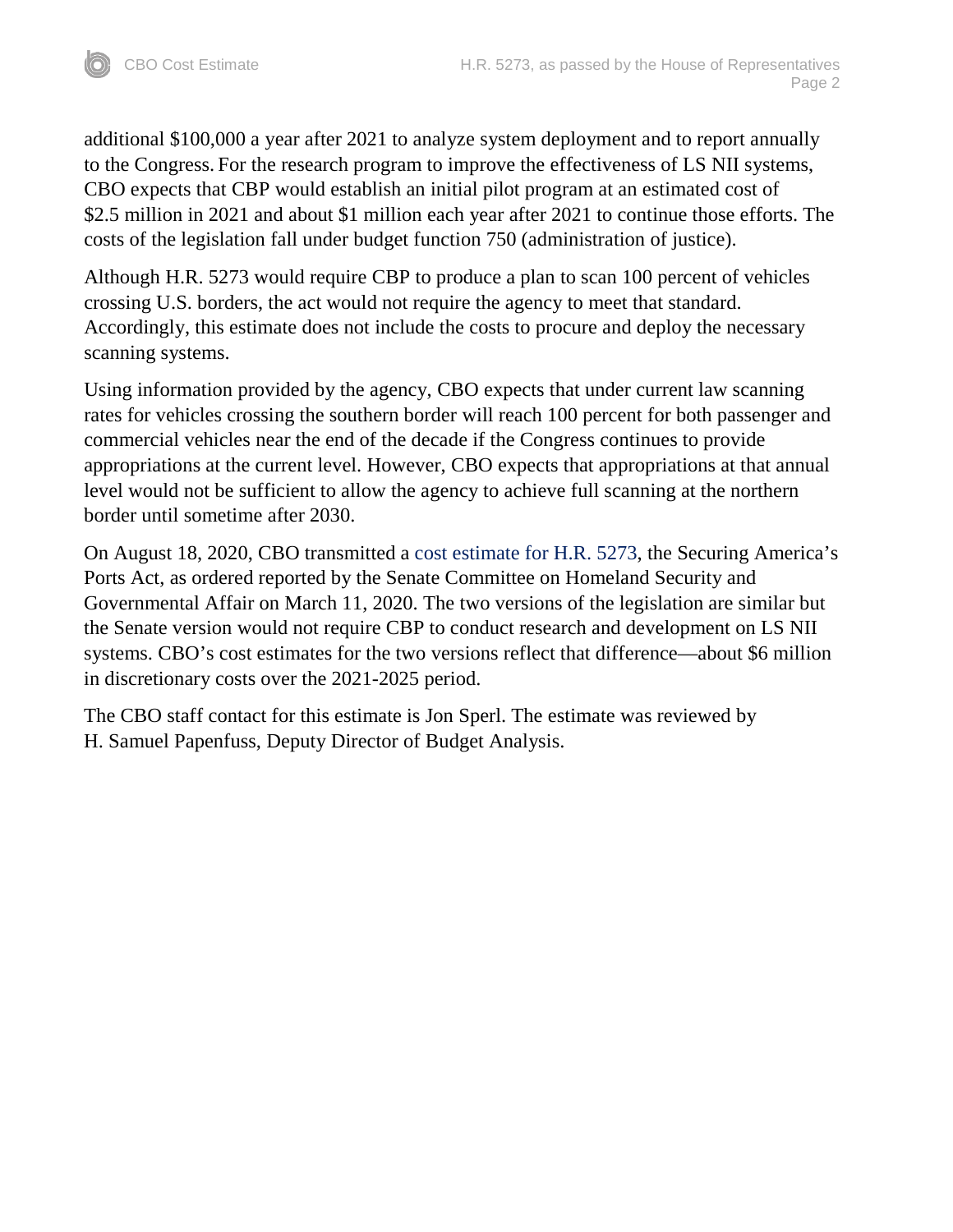additional $100,000 a year after 2021 to analyze system deployment and to report annually to the Congress. For the research program to improve the effectiveness of LS NII systems, CBO expects that CBP would establish an initial pilot program at an estimated cost of $2.5 million in 2021 and about $1 million each year after 2021 to continue those efforts. The costs of the legislation fall under budget function 750 (administration of justice).

Although H.R. 5273 would require CBP to produce a plan to scan 100 percent of vehicles crossing U.S. borders, the act would not require the agency to meet that standard. Accordingly, this estimate does not include the costs to procure and deploy the necessary scanning systems.

Using information provided by the agency, CBO expects that under current law scanning rates for vehicles crossing the southern border will reach 100 percent for both passenger and commercial vehicles near the end of the decade if the Congress continues to provide appropriations at the current level. However, CBO expects that appropriations at that annual level would not be sufficient to allow the agency to achieve full scanning at the northern border until sometime after 2030.

On August 18, 2020, CBO transmitted a cost estimate for H.R. 5273, the Securing America's Ports Act, as ordered reported by the Senate Committee on Homeland Security and Governmental Affair on March 11, 2020. The two versions of the legislation are similar but the Senate version would not require CBP to conduct research and development on LS NII systems. CBO's cost estimates for the two versions reflect that difference—about $6 million in discretionary costs over the 2021-2025 period.

The CBO staff contact for this estimate is Jon Sperl. The estimate was reviewed by H. Samuel Papenfuss, Deputy Director of Budget Analysis.